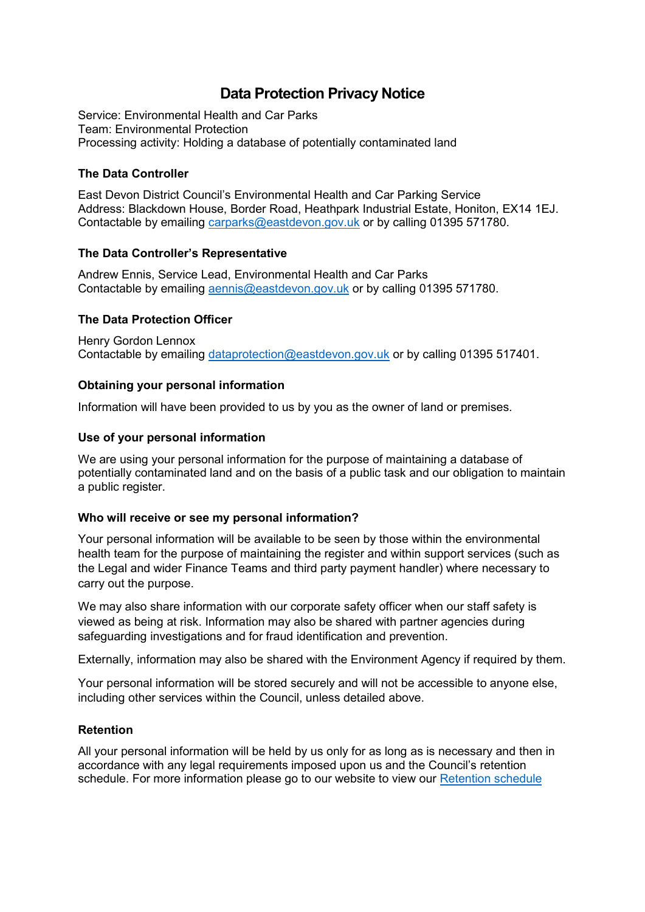# Data Protection Privacy Notice

Service: Environmental Health and Car Parks
Team: Environmental Protection
Processing activity: Holding a database of potentially contaminated land

## The Data Controller

East Devon District Council's Environmental Health and Car Parking Service
Address: Blackdown House, Border Road, Heathpark Industrial Estate, Honiton, EX14 1EJ.
Contactable by emailing carparks@eastdevon.gov.uk or by calling 01395 571780.

## The Data Controller's Representative

Andrew Ennis, Service Lead, Environmental Health and Car Parks
Contactable by emailing aennis@eastdevon.gov.uk or by calling 01395 571780.

## The Data Protection Officer

Henry Gordon Lennox
Contactable by emailing dataprotection@eastdevon.gov.uk or by calling 01395 517401.

## Obtaining your personal information

Information will have been provided to us by you as the owner of land or premises.

## Use of your personal information

We are using your personal information for the purpose of maintaining a database of potentially contaminated land and on the basis of a public task and our obligation to maintain a public register.

## Who will receive or see my personal information?

Your personal information will be available to be seen by those within the environmental health team for the purpose of maintaining the register and within support services (such as the Legal and wider Finance Teams and third party payment handler) where necessary to carry out the purpose.

We may also share information with our corporate safety officer when our staff safety is viewed as being at risk. Information may also be shared with partner agencies during safeguarding investigations and for fraud identification and prevention.

Externally, information may also be shared with the Environment Agency if required by them.

Your personal information will be stored securely and will not be accessible to anyone else, including other services within the Council, unless detailed above.

## Retention

All your personal information will be held by us only for as long as is necessary and then in accordance with any legal requirements imposed upon us and the Council's retention schedule. For more information please go to our website to view our Retention schedule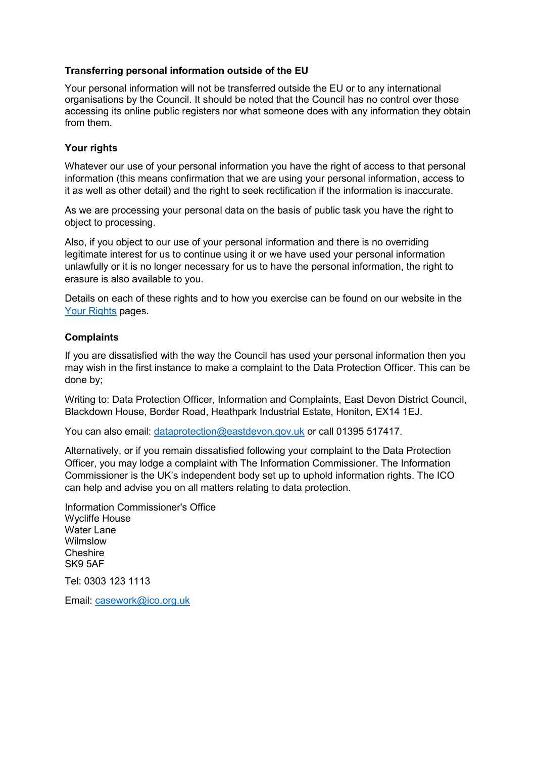### Transferring personal information outside of the EU

Your personal information will not be transferred outside the EU or to any international organisations by the Council. It should be noted that the Council has no control over those accessing its online public registers nor what someone does with any information they obtain from them.

### Your rights

Whatever our use of your personal information you have the right of access to that personal information (this means confirmation that we are using your personal information, access to it as well as other detail) and the right to seek rectification if the information is inaccurate.

As we are processing your personal data on the basis of public task you have the right to object to processing.

Also, if you object to our use of your personal information and there is no overriding legitimate interest for us to continue using it or we have used your personal information unlawfully or it is no longer necessary for us to have the personal information, the right to erasure is also available to you.

Details on each of these rights and to how you exercise can be found on our website in the Your Rights pages.

### Complaints

If you are dissatisfied with the way the Council has used your personal information then you may wish in the first instance to make a complaint to the Data Protection Officer. This can be done by;

Writing to: Data Protection Officer, Information and Complaints, East Devon District Council, Blackdown House, Border Road, Heathpark Industrial Estate, Honiton, EX14 1EJ.

You can also email: dataprotection@eastdevon.gov.uk or call 01395 517417.

Alternatively, or if you remain dissatisfied following your complaint to the Data Protection Officer, you may lodge a complaint with The Information Commissioner. The Information Commissioner is the UK's independent body set up to uphold information rights. The ICO can help and advise you on all matters relating to data protection.

Information Commissioner's Office  
Wycliffe House  
Water Lane  
Wilmslow  
Cheshire  
SK9 5AF

Tel: 0303 123 1113

Email: casework@ico.org.uk